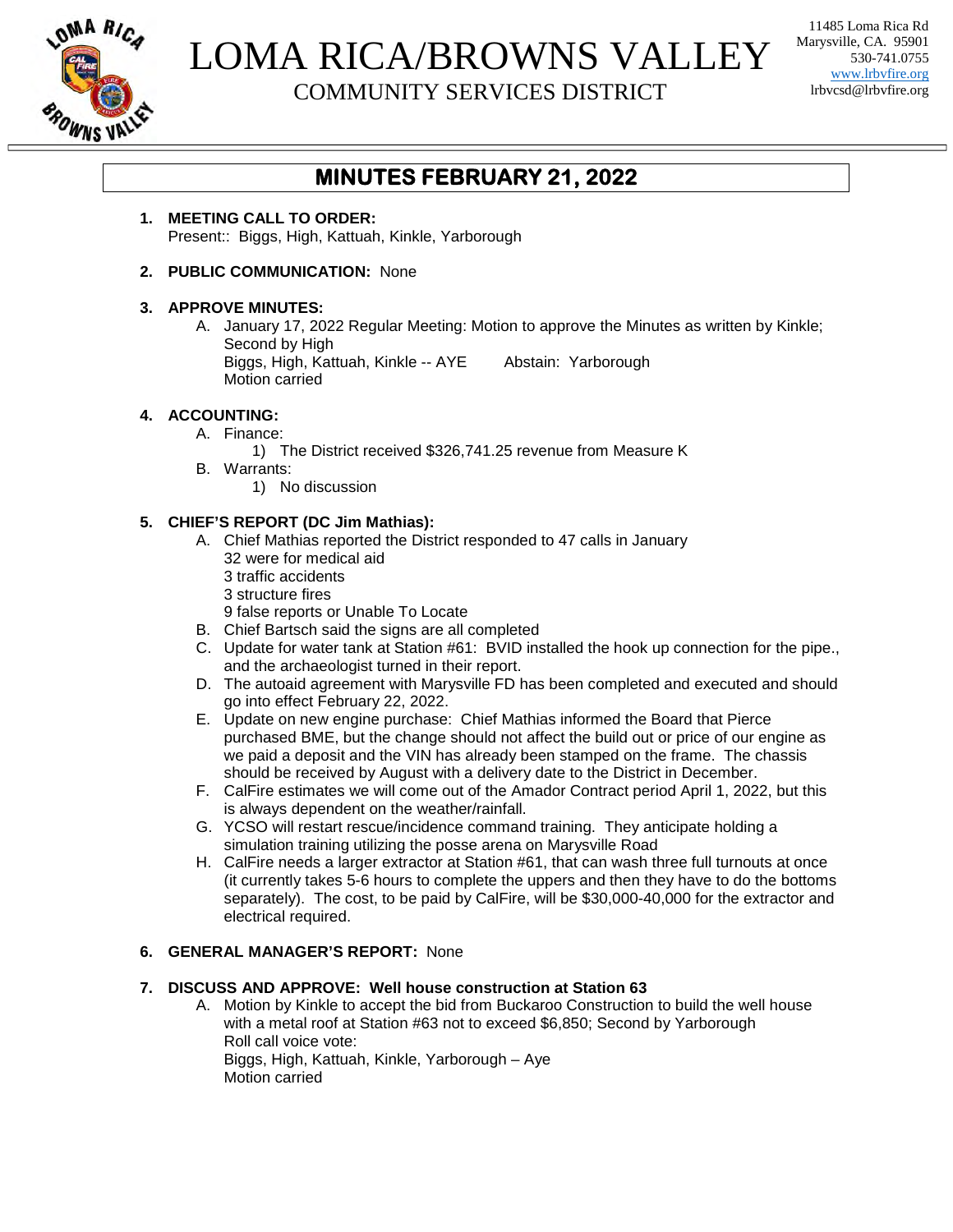# LOMA RICA/BROWNS VALLEY

## COMMUNITY SERVICES DISTRICT

11485 Loma Rica Rd
Marysville, CA. 95901
530-741.0755
www.lrbvfire.org
lrbvcsd@lrbvfire.org

## MINUTES FEBRUARY 21, 2022

1. **MEETING CALL TO ORDER:**
   Present:: Biggs, High, Kattuah, Kinkle, Yarborough

2. **PUBLIC COMMUNICATION:** None

3. **APPROVE MINUTES:**
   A. January 17, 2022 Regular Meeting: Motion to approve the Minutes as written by Kinkle; Second by High
   Biggs, High, Kattuah, Kinkle -- AYE    Abstain: Yarborough
   Motion carried

4. **ACCOUNTING:**
   A. Finance:
      1) The District received $326,741.25 revenue from Measure K
   B. Warrants:
      1) No discussion

5. **CHIEF'S REPORT (DC Jim Mathias):**
   A. Chief Mathias reported the District responded to 47 calls in January
   32 were for medical aid
   3 traffic accidents
   3 structure fires
   9 false reports or Unable To Locate
   B. Chief Bartsch said the signs are all completed
   C. Update for water tank at Station #61: BVID installed the hook up connection for the pipe., and the archaeologist turned in their report.
   D. The autoaid agreement with Marysville FD has been completed and executed and should go into effect February 22, 2022.
   E. Update on new engine purchase: Chief Mathias informed the Board that Pierce purchased BME, but the change should not affect the build out or price of our engine as we paid a deposit and the VIN has already been stamped on the frame. The chassis should be received by August with a delivery date to the District in December.
   F. CalFire estimates we will come out of the Amador Contract period April 1, 2022, but this is always dependent on the weather/rainfall.
   G. YCSO will restart rescue/incidence command training. They anticipate holding a simulation training utilizing the posse arena on Marysville Road
   H. CalFire needs a larger extractor at Station #61, that can wash three full turnouts at once (it currently takes 5-6 hours to complete the uppers and then they have to do the bottoms separately). The cost, to be paid by CalFire, will be $30,000-40,000 for the extractor and electrical required.

6. **GENERAL MANAGER'S REPORT:** None

7. **DISCUSS AND APPROVE: Well house construction at Station 63**
   A. Motion by Kinkle to accept the bid from Buckaroo Construction to build the well house with a metal roof at Station #63 not to exceed $6,850; Second by Yarborough
   Roll call voice vote:
   Biggs, High, Kattuah, Kinkle, Yarborough – Aye
   Motion carried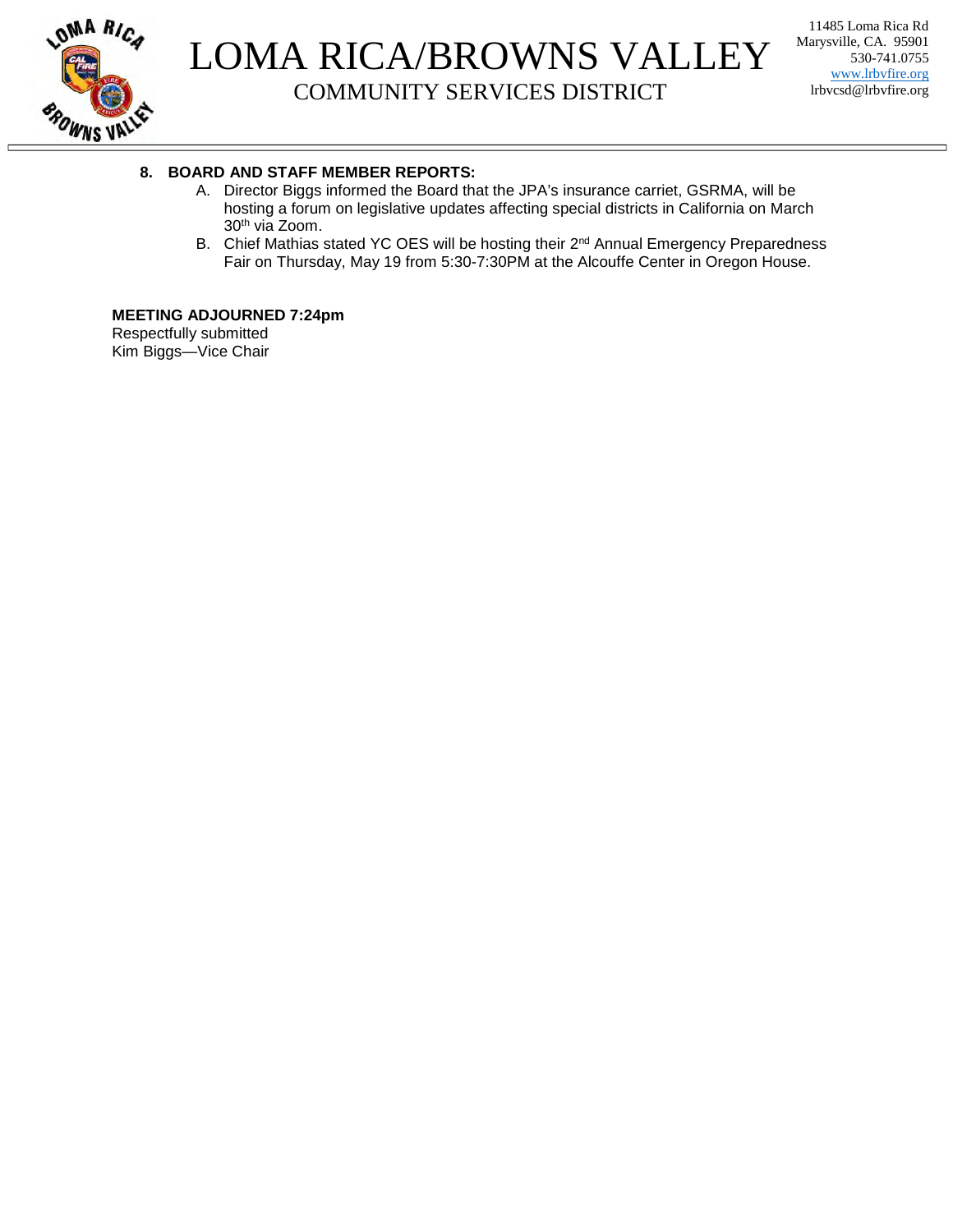**8. BOARD AND STAFF MEMBER REPORTS:**

A. Director Biggs informed the Board that the JPA's insurance carriet, GSRMA, will be hosting a forum on legislative updates affecting special districts in California on March 30th via Zoom.

B. Chief Mathias stated YC OES will be hosting their 2nd Annual Emergency Preparedness Fair on Thursday, May 19 from 5:30-7:30PM at the Alcouffe Center in Oregon House.

**MEETING ADJOURNED 7:24pm**

Respectfully submitted
Kim Biggs—Vice Chair